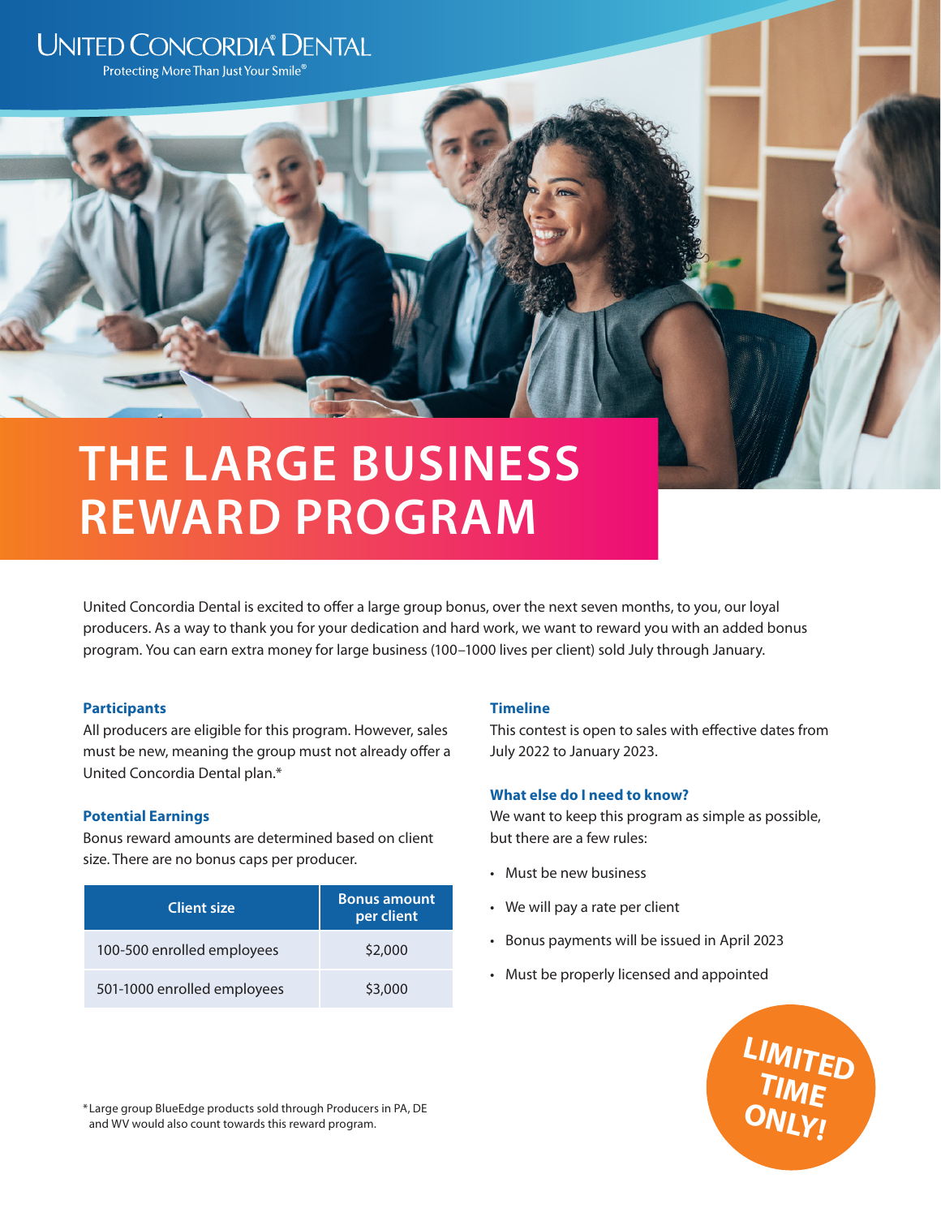UNITED CONCORDIA® DENTAL

Protecting More Than Just Your Smile®

# THE LARGE BUSINESS REWARD PROGRAM

United Concordia Dental is excited to offer a large group bonus, over the next seven months, to you, our loyal producers. As a way to thank you for your dedication and hard work, we want to reward you with an added bonus program. You can earn extra money for large business (100–1000 lives per client) sold July through January.

### Participants

All producers are eligible for this program. However, sales must be new, meaning the group must not already offer a United Concordia Dental plan.*

### Potential Earnings

Bonus reward amounts are determined based on client size. There are no bonus caps per producer.

| Client size | Bonus amount per client |
| --- | --- |
| 100-500 enrolled employees | $2,000 |
| 501-1000 enrolled employees | $3,000 |

### Timeline

This contest is open to sales with effective dates from July 2022 to January 2023.

### What else do I need to know?

We want to keep this program as simple as possible, but there are a few rules:

- Must be new business
- We will pay a rate per client
- Bonus payments will be issued in April 2023
- Must be properly licensed and appointed

LIMITED TIME ONLY!

*Large group BlueEdge products sold through Producers in PA, DE and WV would also count towards this reward program.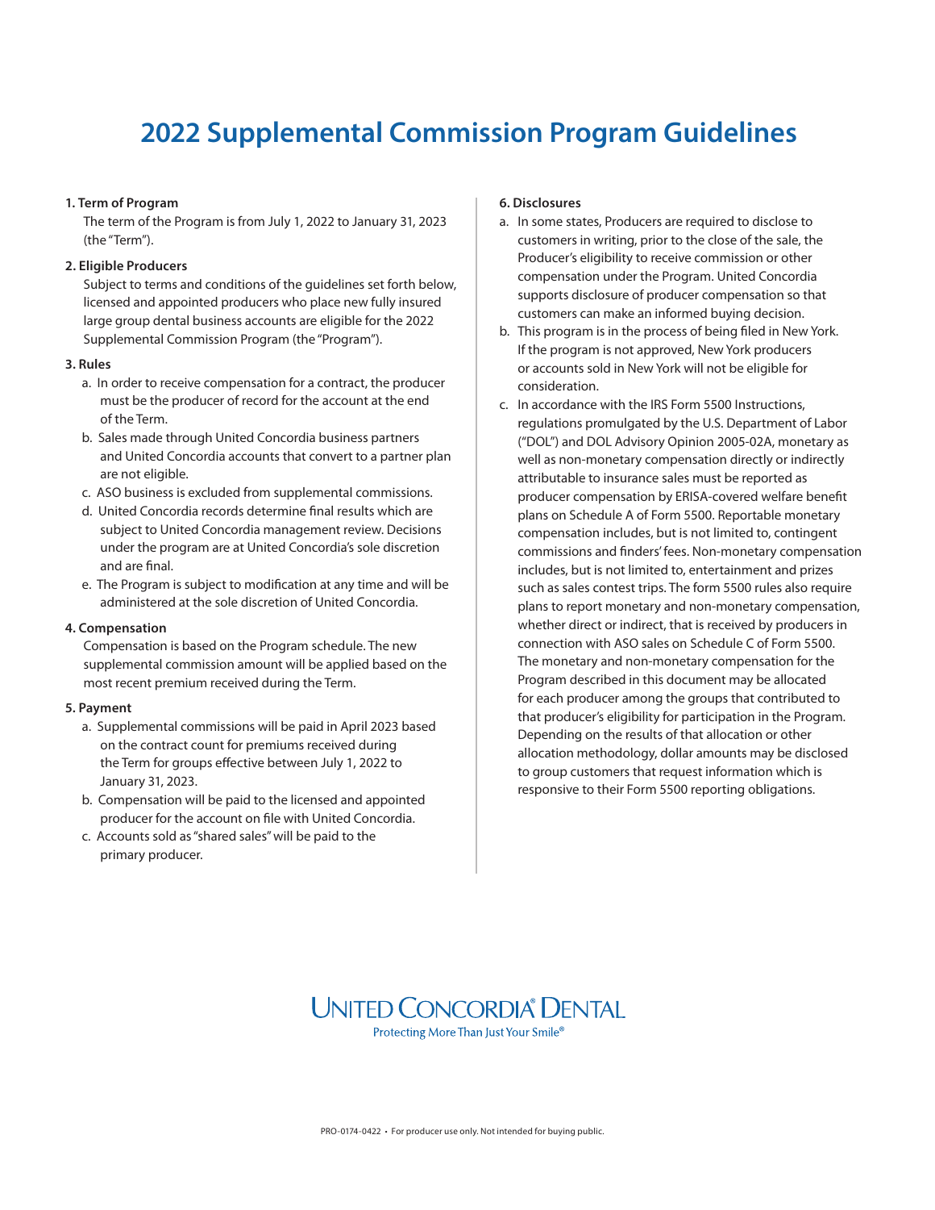# 2022 Supplemental Commission Program Guidelines

**1. Term of Program**

The term of the Program is from July 1, 2022 to January 31, 2023 (the "Term").

**2. Eligible Producers**

Subject to terms and conditions of the guidelines set forth below, licensed and appointed producers who place new fully insured large group dental business accounts are eligible for the 2022 Supplemental Commission Program (the "Program").

**3. Rules**

a. In order to receive compensation for a contract, the producer must be the producer of record for the account at the end of the Term.

b. Sales made through United Concordia business partners and United Concordia accounts that convert to a partner plan are not eligible.

c. ASO business is excluded from supplemental commissions.

d. United Concordia records determine final results which are subject to United Concordia management review. Decisions under the program are at United Concordia's sole discretion and are final.

e. The Program is subject to modification at any time and will be administered at the sole discretion of United Concordia.

**4. Compensation**

Compensation is based on the Program schedule. The new supplemental commission amount will be applied based on the most recent premium received during the Term.

**5. Payment**

a. Supplemental commissions will be paid in April 2023 based on the contract count for premiums received during the Term for groups effective between July 1, 2022 to January 31, 2023.

b. Compensation will be paid to the licensed and appointed producer for the account on file with United Concordia.

c. Accounts sold as "shared sales" will be paid to the primary producer.

**6. Disclosures**

a. In some states, Producers are required to disclose to customers in writing, prior to the close of the sale, the Producer's eligibility to receive commission or other compensation under the Program. United Concordia supports disclosure of producer compensation so that customers can make an informed buying decision.

b. This program is in the process of being filed in New York. If the program is not approved, New York producers or accounts sold in New York will not be eligible for consideration.

c. In accordance with the IRS Form 5500 Instructions, regulations promulgated by the U.S. Department of Labor ("DOL") and DOL Advisory Opinion 2005-02A, monetary as well as non-monetary compensation directly or indirectly attributable to insurance sales must be reported as producer compensation by ERISA-covered welfare benefit plans on Schedule A of Form 5500. Reportable monetary compensation includes, but is not limited to, contingent commissions and finders' fees. Non-monetary compensation includes, but is not limited to, entertainment and prizes such as sales contest trips. The form 5500 rules also require plans to report monetary and non-monetary compensation, whether direct or indirect, that is received by producers in connection with ASO sales on Schedule C of Form 5500. The monetary and non-monetary compensation for the Program described in this document may be allocated for each producer among the groups that contributed to that producer's eligibility for participation in the Program. Depending on the results of that allocation or other allocation methodology, dollar amounts may be disclosed to group customers that request information which is responsive to their Form 5500 reporting obligations.

UNITED CONCORDIA® DENTAL

Protecting More Than Just Your Smile®

PRO-0174-0422 • For producer use only. Not intended for buying public.